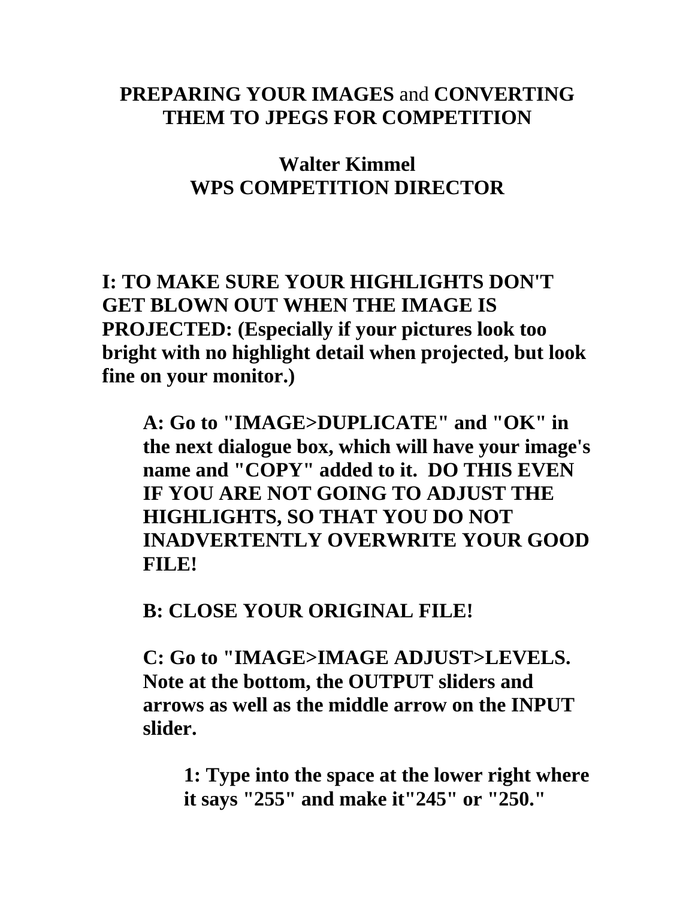# **PREPARING YOUR IMAGES** and **CONVERTING THEM TO JPEGS FOR COMPETITION**

**Walter Kimmel**
**WPS COMPETITION DIRECTOR**

## I: TO MAKE SURE YOUR HIGHLIGHTS DON'T GET BLOWN OUT WHEN THE IMAGE IS PROJECTED: (Especially if your pictures look too bright with no highlight detail when projected, but look fine on your monitor.)

**A: Go to "IMAGE>DUPLICATE" and "OK" in the next dialogue box, which will have your image's name and "COPY" added to it. DO THIS EVEN IF YOU ARE NOT GOING TO ADJUST THE HIGHLIGHTS, SO THAT YOU DO NOT INADVERTENTLY OVERWRITE YOUR GOOD FILE!**

**B: CLOSE YOUR ORIGINAL FILE!**

**C: Go to "IMAGE>IMAGE ADJUST>LEVELS. Note at the bottom, the OUTPUT sliders and arrows as well as the middle arrow on the INPUT slider.**

**1: Type into the space at the lower right where it says "255" and make it"245" or "250."**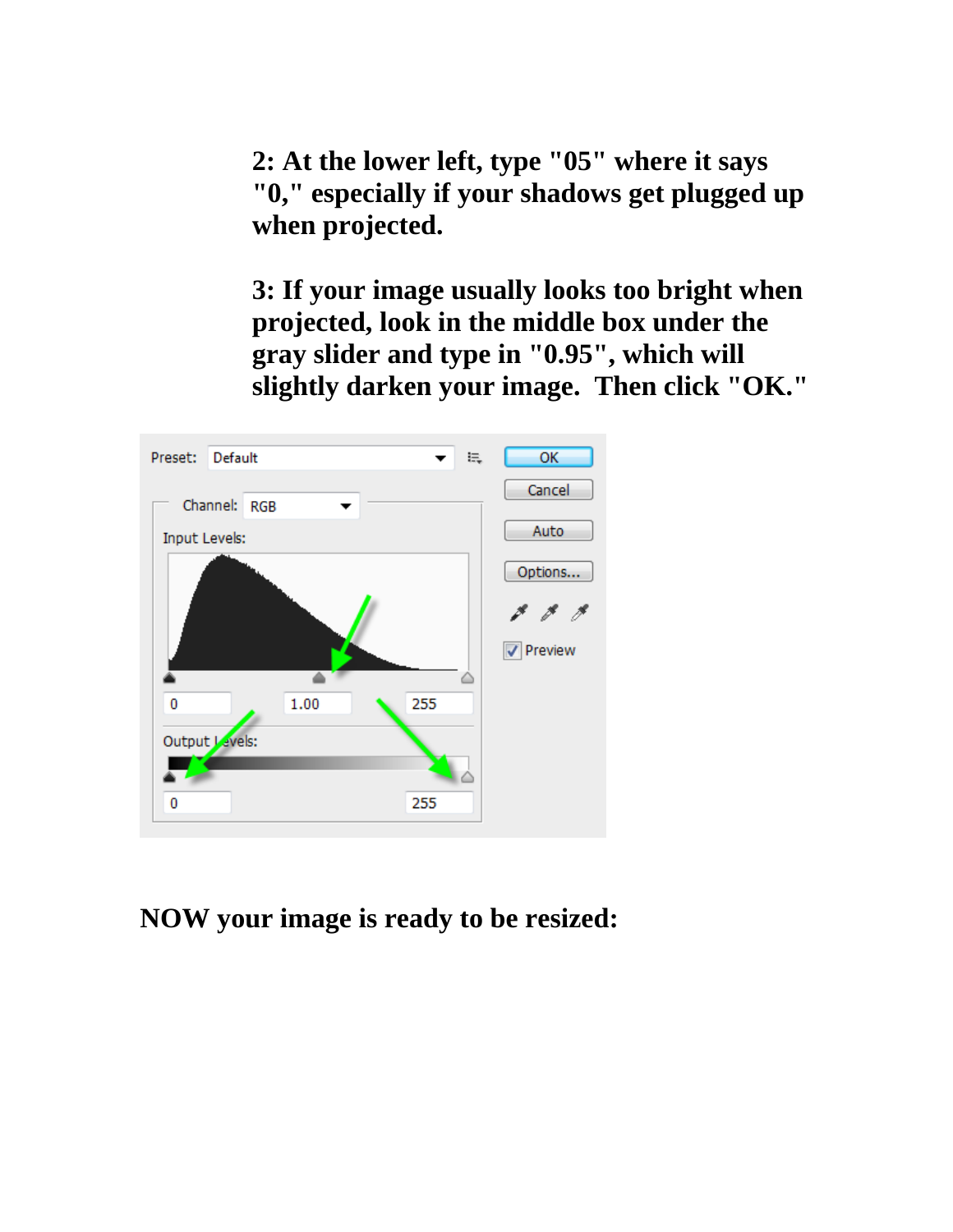**2: At the lower left, type "05" where it says "0," especially if your shadows get plugged up when projected.**

**3: If your image usually looks too bright when projected, look in the middle box under the gray slider and type in "0.95", which will slightly darken your image. Then click "OK."**

**NOW your image is ready to be resized:**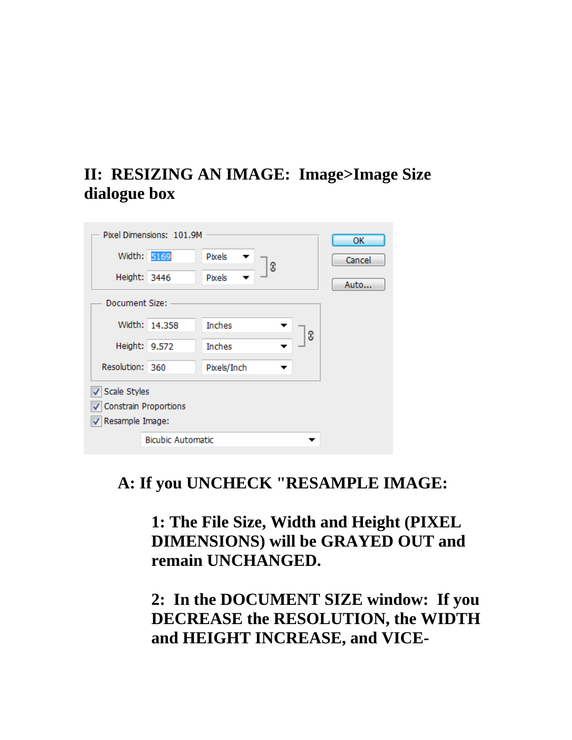## II: RESIZING AN IMAGE: Image>Image Size dialogue box

Pixel Dimensions: 101.9M

| | | |
|---|---|---|
| Width: | 5169 | Pixels |
| Height: | 3446 | Pixels |

Document Size:

| | | |
|---|---|---|
| Width: | 14.358 | Inches |
| Height: | 9.572 | Inches |
| Resolution: | 360 | Pixels/Inch |

- [x] Scale Styles
- [x] Constrain Proportions
- [x] Resample Image:

Bicubic Automatic

OK | Cancel | Auto...

**A: If you UNCHECK "RESAMPLE IMAGE:**

**1: The File Size, Width and Height (PIXEL DIMENSIONS) will be GRAYED OUT and remain UNCHANGED.**

**2: In the DOCUMENT SIZE window: If you DECREASE the RESOLUTION, the WIDTH and HEIGHT INCREASE, and VICE-**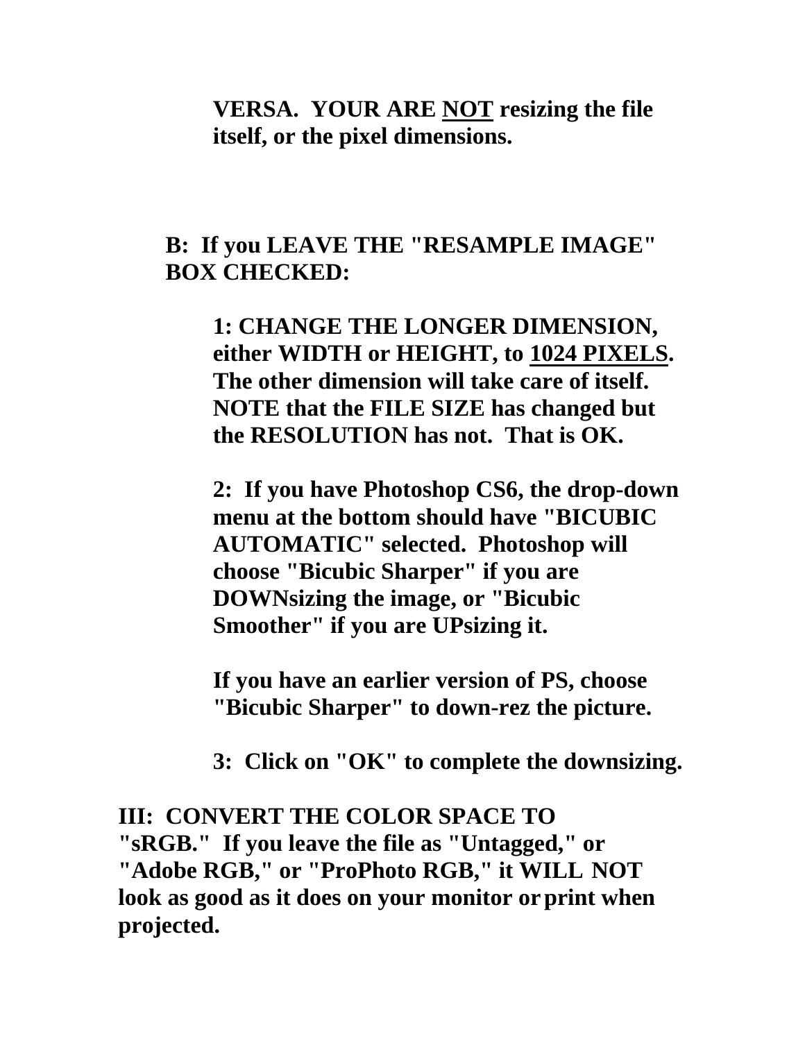**VERSA. YOUR ARE <u>NOT</u> resizing the file itself, or the pixel dimensions.**

**B: If you LEAVE THE "RESAMPLE IMAGE" BOX CHECKED:**

**1: CHANGE THE LONGER DIMENSION, either WIDTH or HEIGHT, to <u>1024 PIXELS</u>. The other dimension will take care of itself. NOTE that the FILE SIZE has changed but the RESOLUTION has not. That is OK.**

**2: If you have Photoshop CS6, the drop-down menu at the bottom should have "BICUBIC AUTOMATIC" selected. Photoshop will choose "Bicubic Sharper" if you are DOWNsizing the image, or "Bicubic Smoother" if you are UPsizing it.**

**If you have an earlier version of PS, choose "Bicubic Sharper" to down-rez the picture.**

**3: Click on "OK" to complete the downsizing.**

**III: CONVERT THE COLOR SPACE TO "sRGB." If you leave the file as "Untagged," or "Adobe RGB," or "ProPhoto RGB," it WILL NOT look as good as it does on your monitor or print when projected.**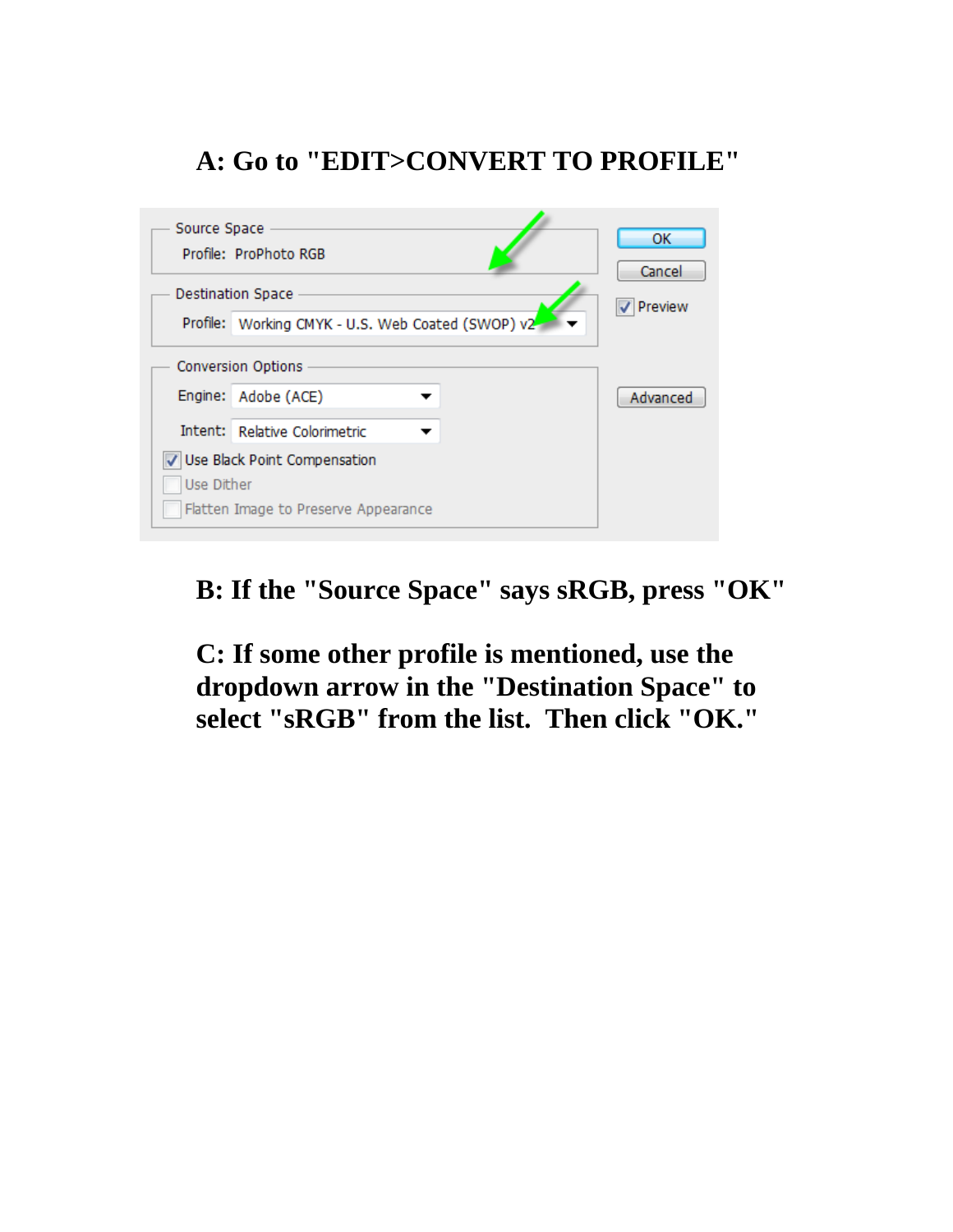**A: Go to "EDIT>CONVERT TO PROFILE"**

Source Space
Profile: ProPhoto RGB

Destination Space
Profile: Working CMYK - U.S. Web Coated (SWOP) v2

Conversion Options
Engine: Adobe (ACE)
Intent: Relative Colorimetric
Use Black Point Compensation
Use Dither
Flatten Image to Preserve Appearance

OK
Cancel
Preview
Advanced

**B: If the "Source Space" says sRGB, press "OK"**

**C: If some other profile is mentioned, use the dropdown arrow in the "Destination Space" to select "sRGB" from the list. Then click "OK."**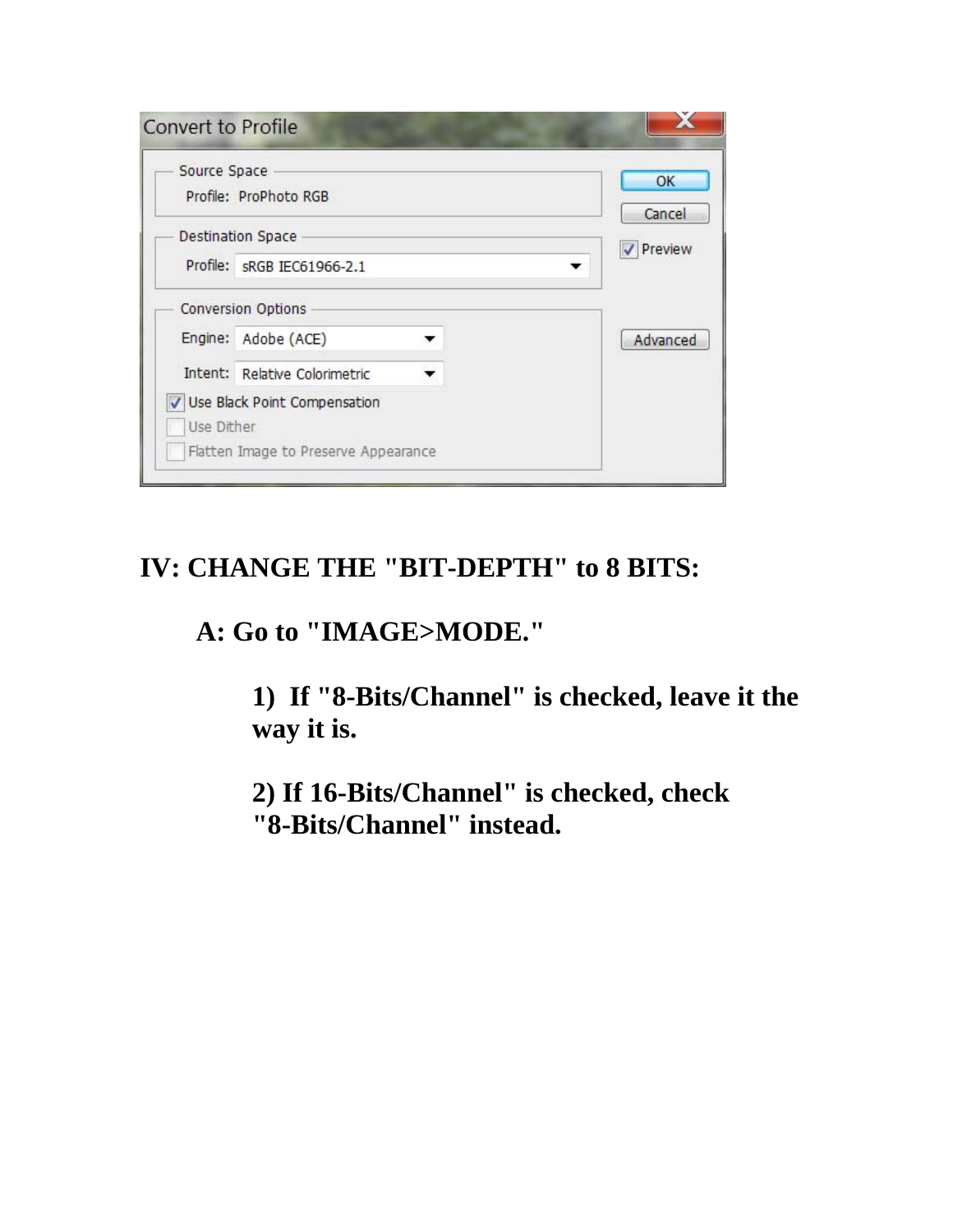## IV: CHANGE THE "BIT-DEPTH" to 8 BITS:

### A: Go to "IMAGE>MODE."

1) If "8-Bits/Channel" is checked, leave it the way it is.

2) If 16-Bits/Channel" is checked, check "8-Bits/Channel" instead.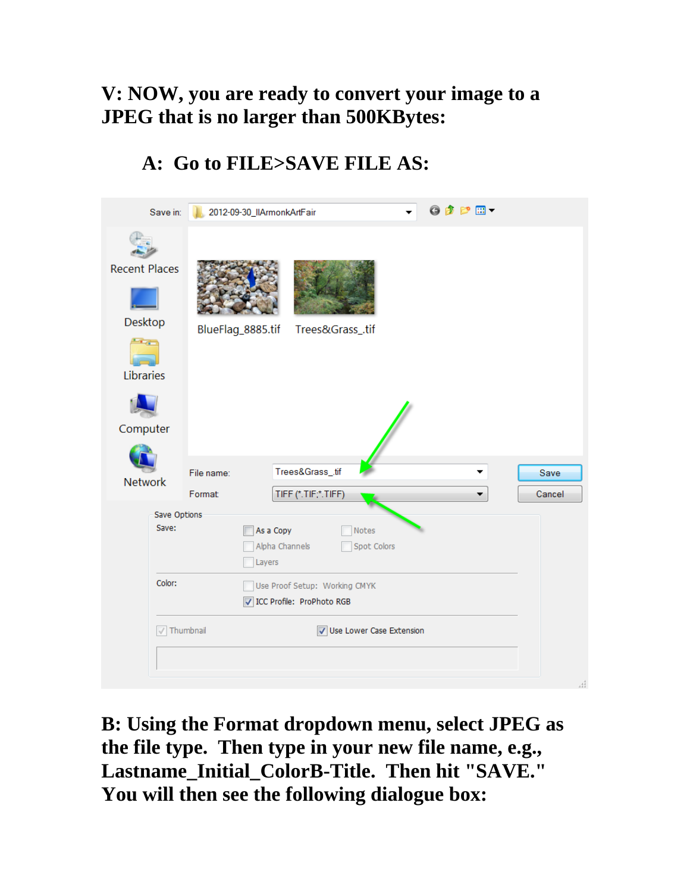## V: NOW, you are ready to convert your image to a JPEG that is no larger than 500KBytes:

### A: Go to FILE>SAVE FILE AS:

**B: Using the Format dropdown menu, select JPEG as the file type. Then type in your new file name, e.g., Lastname_Initial_ColorB-Title. Then hit "SAVE." You will then see the following dialogue box:**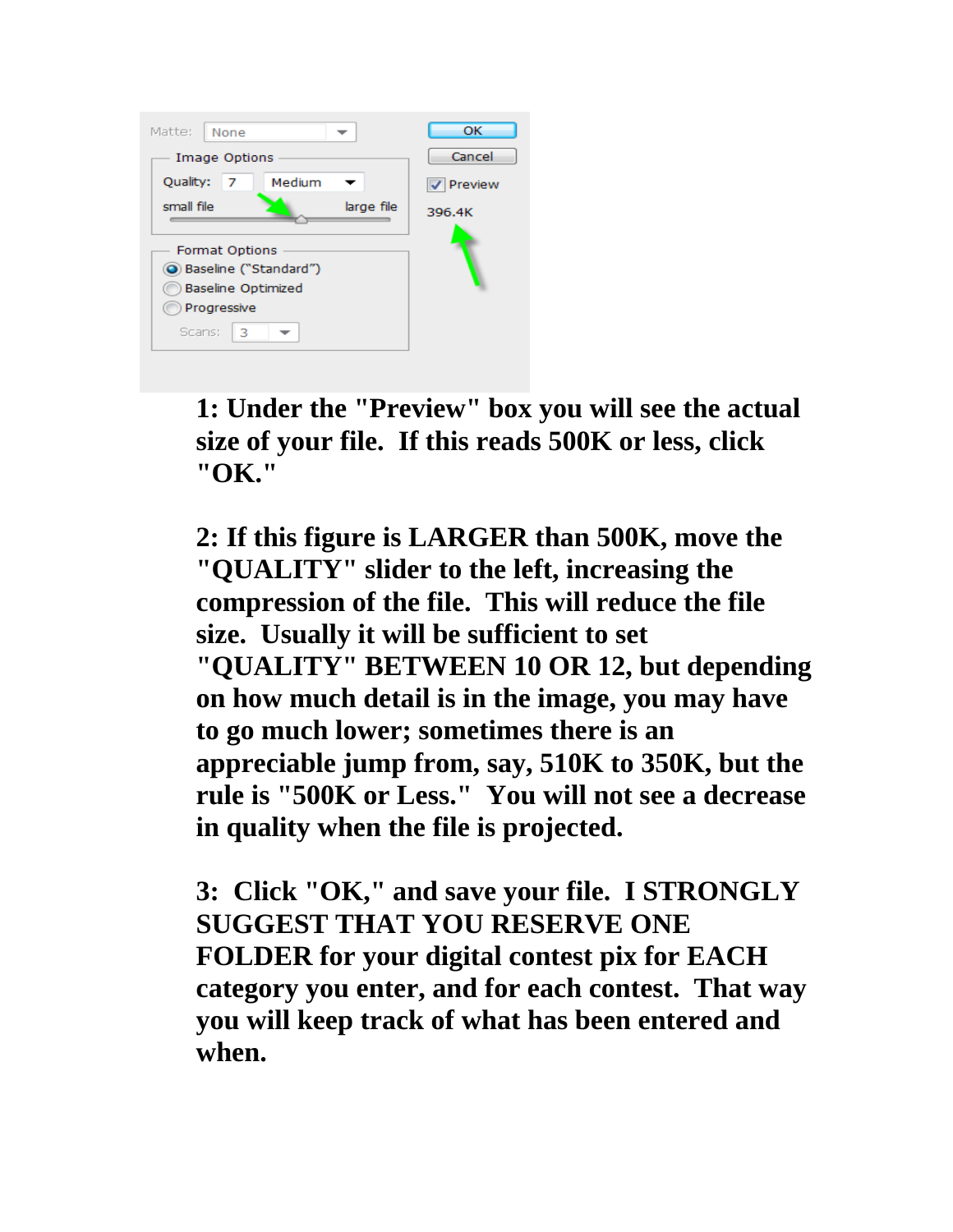**1: Under the "Preview" box you will see the actual size of your file. If this reads 500K or less, click "OK."**

**2: If this figure is LARGER than 500K, move the "QUALITY" slider to the left, increasing the compression of the file. This will reduce the file size. Usually it will be sufficient to set "QUALITY" BETWEEN 10 OR 12, but depending on how much detail is in the image, you may have to go much lower; sometimes there is an appreciable jump from, say, 510K to 350K, but the rule is "500K or Less." You will not see a decrease in quality when the file is projected.**

**3: Click "OK," and save your file. I STRONGLY SUGGEST THAT YOU RESERVE ONE FOLDER for your digital contest pix for EACH category you enter, and for each contest. That way you will keep track of what has been entered and when.**